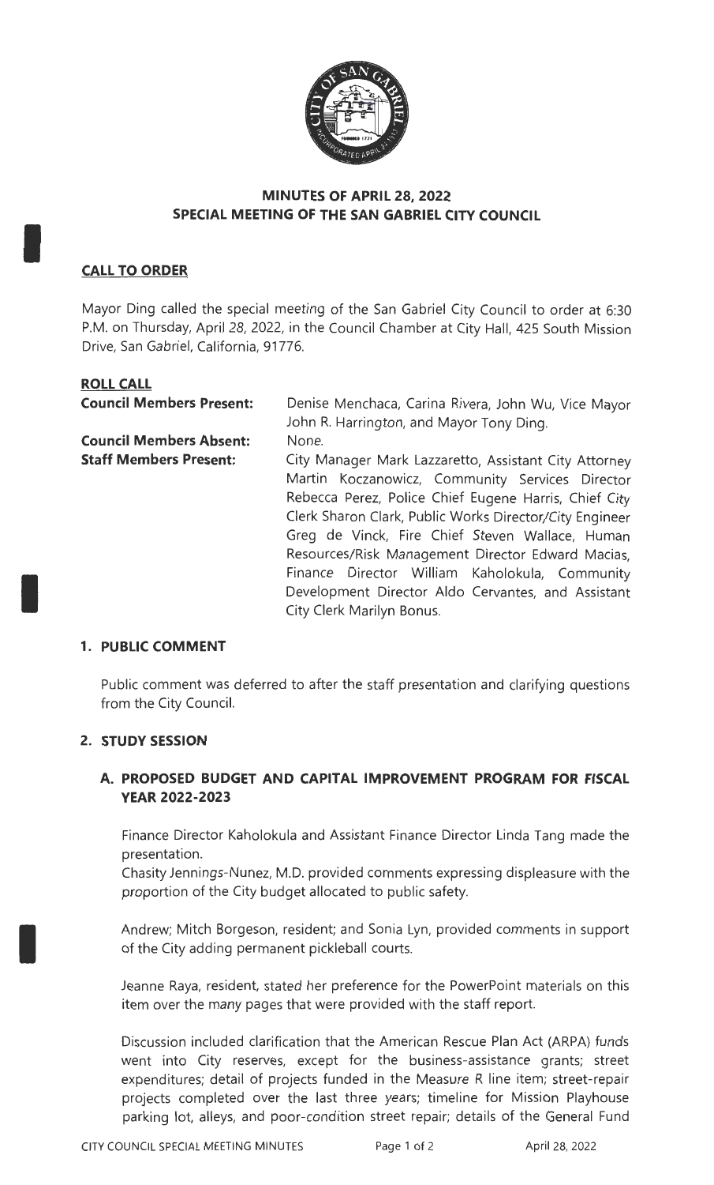## MINUTES OF APRIL 28, 2022
## SPECIAL MEETING OF THE SAN GABRIEL CITY COUNCIL

### CALL TO ORDER

Mayor Ding called the special meeting of the San Gabriel City Council to order at 6:30 P.M. on Thursday, April 28, 2022, in the Council Chamber at City Hall, 425 South Mission Drive, San Gabriel, California, 91776.

### ROLL CALL

**Council Members Present:** Denise Menchaca, Carina Rivera, John Wu, Vice Mayor John R. Harrington, and Mayor Tony Ding.

**Council Members Absent:** None.

**Staff Members Present:** City Manager Mark Lazzaretto, Assistant City Attorney Martin Koczanowicz, Community Services Director Rebecca Perez, Police Chief Eugene Harris, Chief City Clerk Sharon Clark, Public Works Director/City Engineer Greg de Vinck, Fire Chief Steven Wallace, Human Resources/Risk Management Director Edward Macias, Finance Director William Kaholokula, Community Development Director Aldo Cervantes, and Assistant City Clerk Marilyn Bonus.

### 1. PUBLIC COMMENT

Public comment was deferred to after the staff presentation and clarifying questions from the City Council.

### 2. STUDY SESSION

#### A. PROPOSED BUDGET AND CAPITAL IMPROVEMENT PROGRAM FOR FISCAL YEAR 2022-2023

Finance Director Kaholokula and Assistant Finance Director Linda Tang made the presentation.

Chasity Jennings-Nunez, M.D. provided comments expressing displeasure with the proportion of the City budget allocated to public safety.

Andrew; Mitch Borgeson, resident; and Sonia Lyn, provided comments in support of the City adding permanent pickleball courts.

Jeanne Raya, resident, stated her preference for the PowerPoint materials on this item over the many pages that were provided with the staff report.

Discussion included clarification that the American Rescue Plan Act (ARPA) funds went into City reserves, except for the business-assistance grants; street expenditures; detail of projects funded in the Measure R line item; street-repair projects completed over the last three years; timeline for Mission Playhouse parking lot, alleys, and poor-condition street repair; details of the General Fund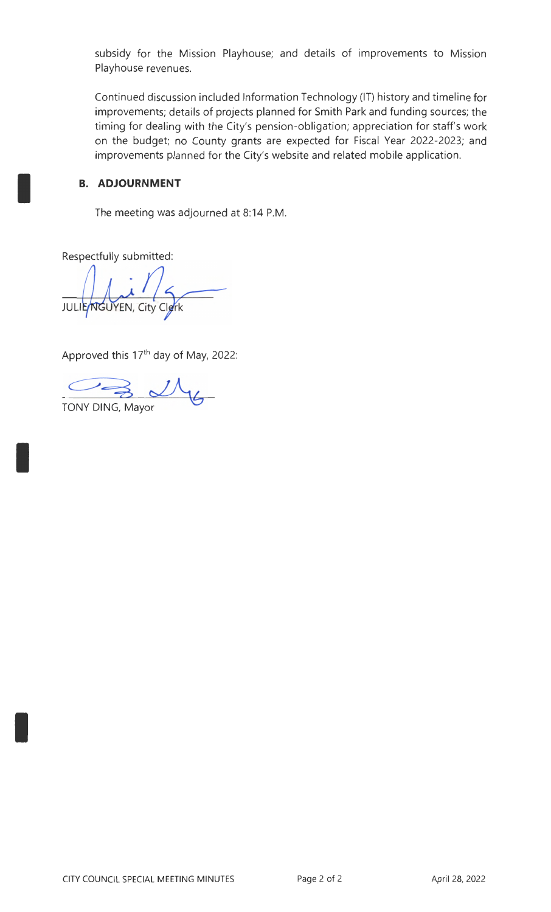subsidy for the Mission Playhouse; and details of improvements to Mission Playhouse revenues.

Continued discussion included Information Technology (IT) history and timeline for improvements; details of projects planned for Smith Park and funding sources; the timing for dealing with the City's pension-obligation; appreciation for staff's work on the budget; no County grants are expected for Fiscal Year 2022-2023; and improvements planned for the City's website and related mobile application.

**B. ADJOURNMENT**

The meeting was adjourned at 8:14 P.M.

Respectfully submitted:

JULIE NGUYEN, City Clerk

Approved this 17th day of May, 2022:

TONY DING, Mayor